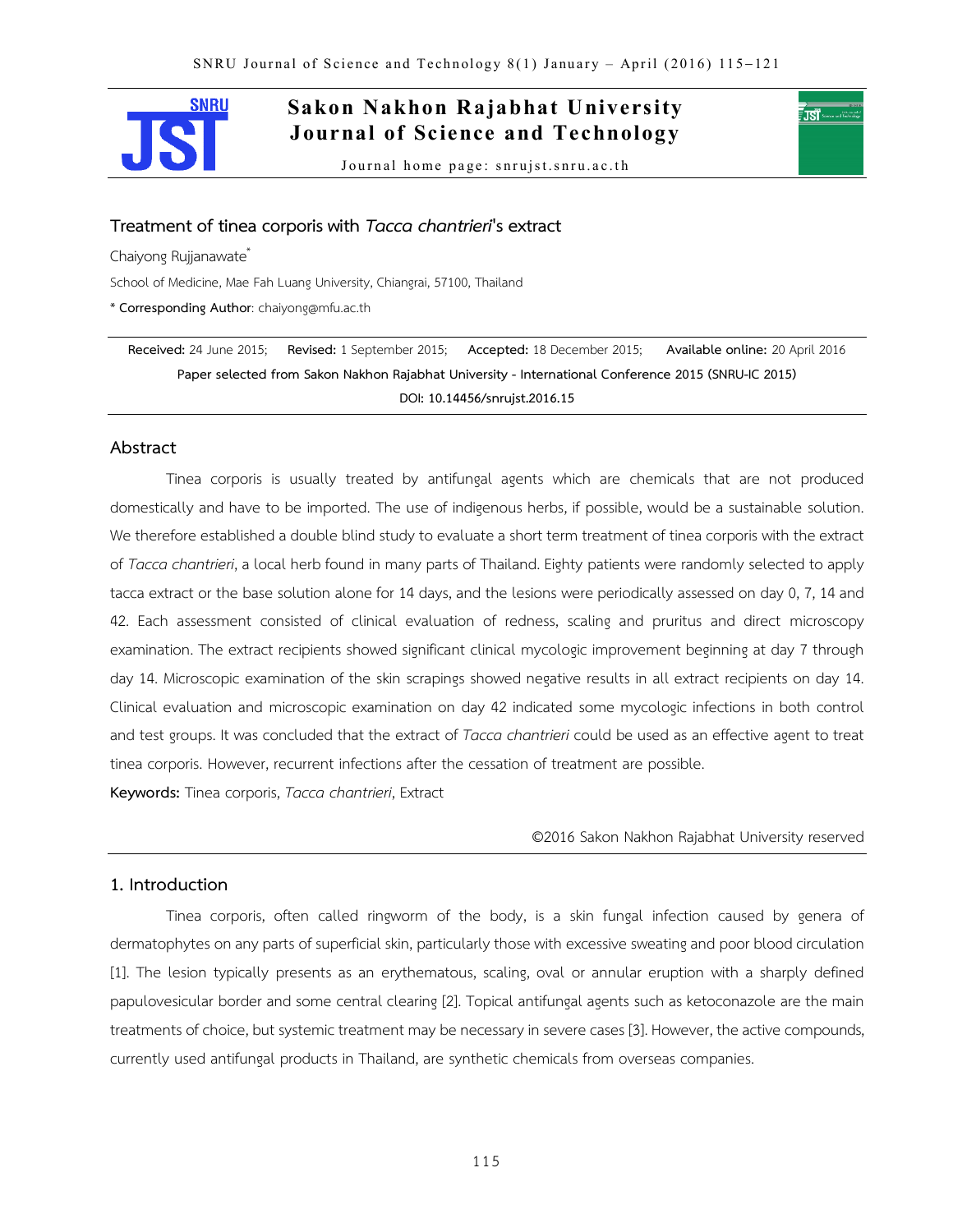# Treatment of tinea corporis with *Tacca chantrieri*'s extract

Chaiyong Rujjanawate*

School of Medicine, Mae Fah Luang University, Chiangrai, 57100, Thailand

\* **Corresponding Author**: chaiyong@mfu.ac.th

**Received:** 24 June 2015; **Revised:** 1 September 2015; **Accepted:** 18 December 2015; **Available online:** 20 April 2016

**Paper selected from Sakon Nakhon Rajabhat University - International Conference 2015 (SNRU-IC 2015)**

**DOI: 10.14456/snrujst.2016.15**

## Abstract

Tinea corporis is usually treated by antifungal agents which are chemicals that are not produced domestically and have to be imported. The use of indigenous herbs, if possible, would be a sustainable solution. We therefore established a double blind study to evaluate a short term treatment of tinea corporis with the extract of *Tacca chantrieri*, a local herb found in many parts of Thailand. Eighty patients were randomly selected to apply tacca extract or the base solution alone for 14 days, and the lesions were periodically assessed on day 0, 7, 14 and 42. Each assessment consisted of clinical evaluation of redness, scaling and pruritus and direct microscopy examination. The extract recipients showed significant clinical mycologic improvement beginning at day 7 through day 14. Microscopic examination of the skin scrapings showed negative results in all extract recipients on day 14. Clinical evaluation and microscopic examination on day 42 indicated some mycologic infections in both control and test groups. It was concluded that the extract of *Tacca chantrieri* could be used as an effective agent to treat tinea corporis. However, recurrent infections after the cessation of treatment are possible.

**Keywords:** Tinea corporis, *Tacca chantrieri*, Extract

©2016 Sakon Nakhon Rajabhat University reserved

## 1. Introduction

Tinea corporis, often called ringworm of the body, is a skin fungal infection caused by genera of dermatophytes on any parts of superficial skin, particularly those with excessive sweating and poor blood circulation [1]. The lesion typically presents as an erythematous, scaling, oval or annular eruption with a sharply defined papulovesicular border and some central clearing [2]. Topical antifungal agents such as ketoconazole are the main treatments of choice, but systemic treatment may be necessary in severe cases [3]. However, the active compounds, currently used antifungal products in Thailand, are synthetic chemicals from overseas companies.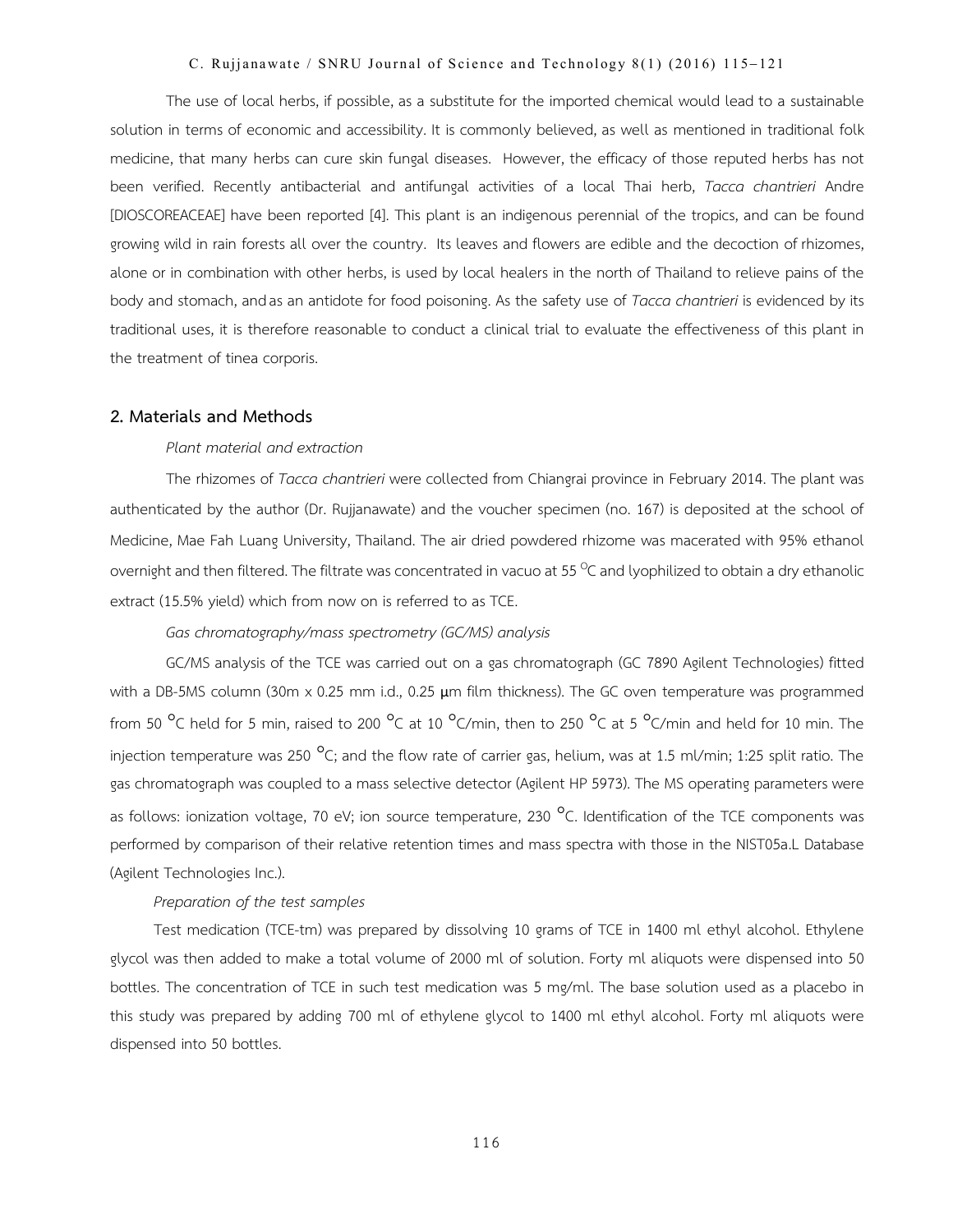The use of local herbs, if possible, as a substitute for the imported chemical would lead to a sustainable solution in terms of economic and accessibility. It is commonly believed, as well as mentioned in traditional folk medicine, that many herbs can cure skin fungal diseases. However, the efficacy of those reputed herbs has not been verified. Recently antibacterial and antifungal activities of a local Thai herb, *Tacca chantrieri* Andre [DIOSCOREACEAE] have been reported [4]. This plant is an indigenous perennial of the tropics, and can be found growing wild in rain forests all over the country. Its leaves and flowers are edible and the decoction of rhizomes, alone or in combination with other herbs, is used by local healers in the north of Thailand to relieve pains of the body and stomach, and as an antidote for food poisoning. As the safety use of *Tacca chantrieri* is evidenced by its traditional uses, it is therefore reasonable to conduct a clinical trial to evaluate the effectiveness of this plant in the treatment of tinea corporis.

## 2. Materials and Methods

*Plant material and extraction*

The rhizomes of *Tacca chantrieri* were collected from Chiangrai province in February 2014. The plant was authenticated by the author (Dr. Rujjanawate) and the voucher specimen (no. 167) is deposited at the school of Medicine, Mae Fah Luang University, Thailand. The air dried powdered rhizome was macerated with 95% ethanol overnight and then filtered. The filtrate was concentrated in vacuo at 55 $^{o}$C and lyophilized to obtain a dry ethanolic extract (15.5% yield) which from now on is referred to as TCE.

*Gas chromatography/mass spectrometry (GC/MS) analysis*

GC/MS analysis of the TCE was carried out on a gas chromatograph (GC 7890 Agilent Technologies) fitted with a DB-5MS column (30m x 0.25 mm i.d., 0.25 μm film thickness). The GC oven temperature was programmed from 50 $^{o}$C held for 5 min, raised to 200 $^{o}$C at 10 $^{o}$C/min, then to 250 $^{o}$C at 5 $^{o}$C/min and held for 10 min. The injection temperature was 250 $^{o}$C; and the flow rate of carrier gas, helium, was at 1.5 ml/min; 1:25 split ratio. The gas chromatograph was coupled to a mass selective detector (Agilent HP 5973). The MS operating parameters were as follows: ionization voltage, 70 eV; ion source temperature, 230 $^{o}$C. Identification of the TCE components was performed by comparison of their relative retention times and mass spectra with those in the NIST05a.L Database (Agilent Technologies Inc.).

*Preparation of the test samples*

Test medication (TCE-tm) was prepared by dissolving 10 grams of TCE in 1400 ml ethyl alcohol. Ethylene glycol was then added to make a total volume of 2000 ml of solution. Forty ml aliquots were dispensed into 50 bottles. The concentration of TCE in such test medication was 5 mg/ml. The base solution used as a placebo in this study was prepared by adding 700 ml of ethylene glycol to 1400 ml ethyl alcohol. Forty ml aliquots were dispensed into 50 bottles.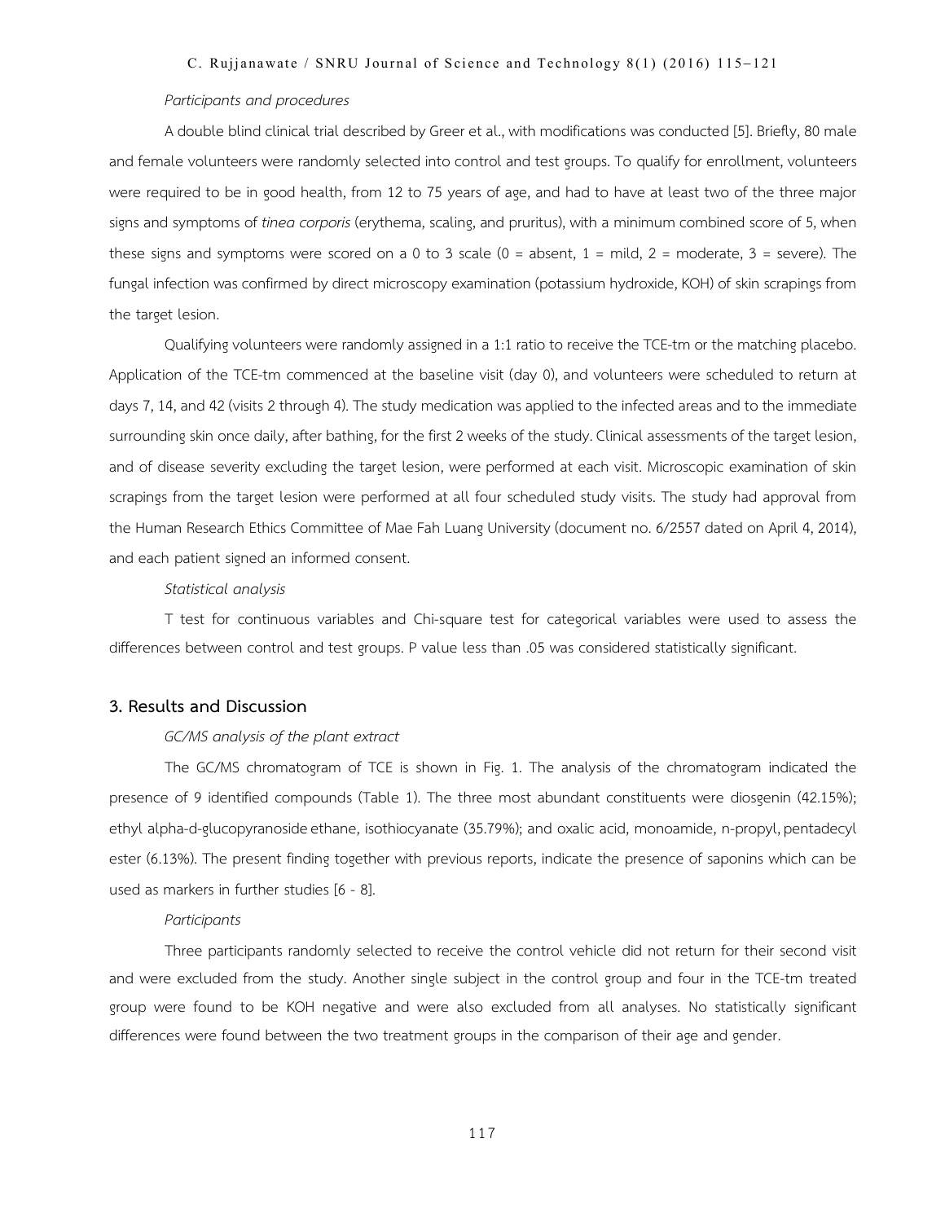*Participants and procedures*

A double blind clinical trial described by Greer et al., with modifications was conducted [5]. Briefly, 80 male and female volunteers were randomly selected into control and test groups. To qualify for enrollment, volunteers were required to be in good health, from 12 to 75 years of age, and had to have at least two of the three major signs and symptoms of *tinea corporis* (erythema, scaling, and pruritus), with a minimum combined score of 5, when these signs and symptoms were scored on a 0 to 3 scale (0 = absent, 1 = mild, 2 = moderate, 3 = severe). The fungal infection was confirmed by direct microscopy examination (potassium hydroxide, KOH) of skin scrapings from the target lesion.

Qualifying volunteers were randomly assigned in a 1:1 ratio to receive the TCE-tm or the matching placebo. Application of the TCE-tm commenced at the baseline visit (day 0), and volunteers were scheduled to return at days 7, 14, and 42 (visits 2 through 4). The study medication was applied to the infected areas and to the immediate surrounding skin once daily, after bathing, for the first 2 weeks of the study. Clinical assessments of the target lesion, and of disease severity excluding the target lesion, were performed at each visit. Microscopic examination of skin scrapings from the target lesion were performed at all four scheduled study visits. The study had approval from the Human Research Ethics Committee of Mae Fah Luang University (document no. 6/2557 dated on April 4, 2014), and each patient signed an informed consent.

*Statistical analysis*

T test for continuous variables and Chi-square test for categorical variables were used to assess the differences between control and test groups. P value less than .05 was considered statistically significant.

## 3. Results and Discussion

*GC/MS analysis of the plant extract*

The GC/MS chromatogram of TCE is shown in Fig. 1. The analysis of the chromatogram indicated the presence of 9 identified compounds (Table 1). The three most abundant constituents were diosgenin (42.15%); ethyl alpha-d-glucopyranoside ethane, isothiocyanate (35.79%); and oxalic acid, monoamide, n-propyl, pentadecyl ester (6.13%). The present finding together with previous reports, indicate the presence of saponins which can be used as markers in further studies [6 - 8].

*Participants*

Three participants randomly selected to receive the control vehicle did not return for their second visit and were excluded from the study. Another single subject in the control group and four in the TCE-tm treated group were found to be KOH negative and were also excluded from all analyses. No statistically significant differences were found between the two treatment groups in the comparison of their age and gender.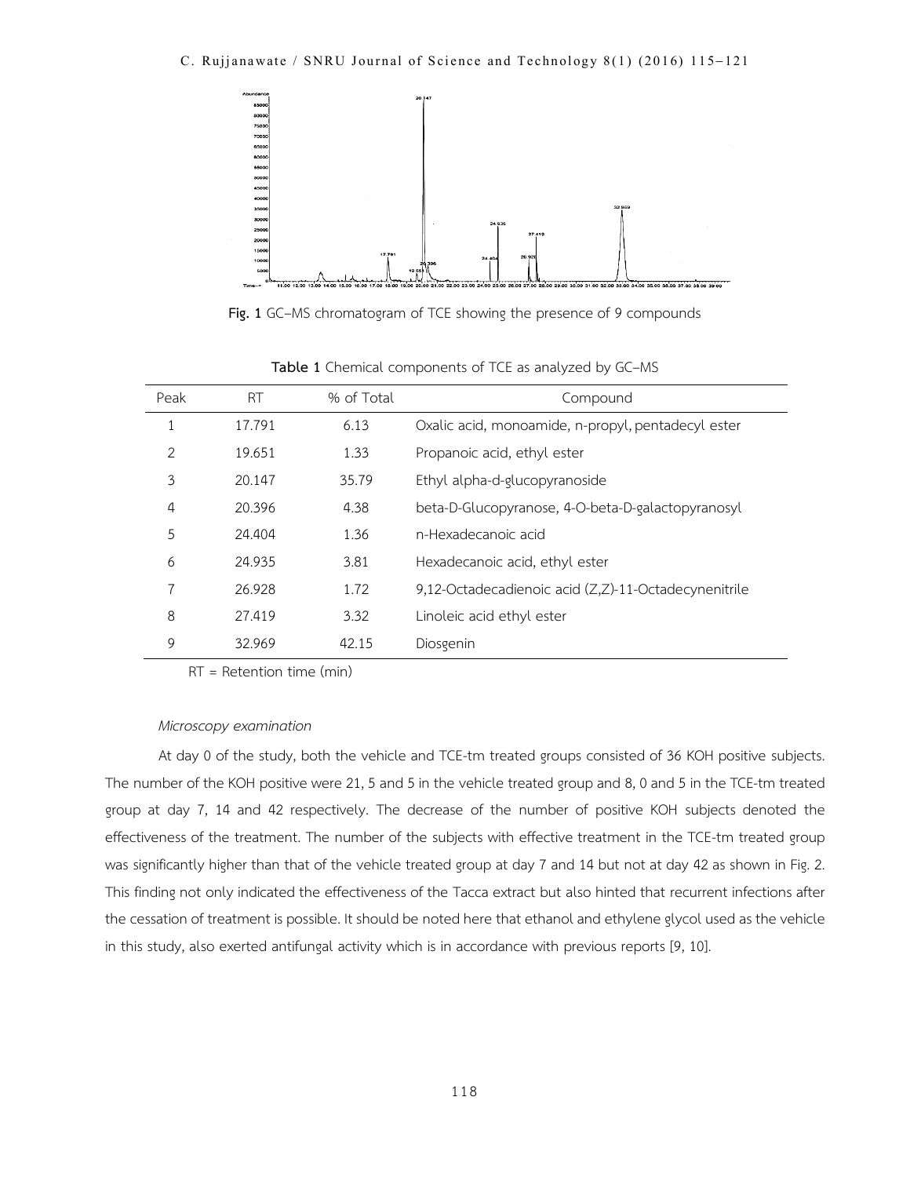Fig. 1 GC–MS chromatogram of TCE showing the presence of 9 compounds

**Table 1** Chemical components of TCE as analyzed by GC–MS

| Peak | RT | % of Total | Compound |
|---|---|---|---|
| 1 | 17.791 | 6.13 | Oxalic acid, monoamide, n-propyl, pentadecyl ester |
| 2 | 19.651 | 1.33 | Propanoic acid, ethyl ester |
| 3 | 20.147 | 35.79 | Ethyl alpha-d-glucopyranoside |
| 4 | 20.396 | 4.38 | beta-D-Glucopyranose, 4-O-beta-D-galactopyranosyl |
| 5 | 24.404 | 1.36 | n-Hexadecanoic acid |
| 6 | 24.935 | 3.81 | Hexadecanoic acid, ethyl ester |
| 7 | 26.928 | 1.72 | 9,12-Octadecadienoic acid (Z,Z)-11-Octadecynenitrile |
| 8 | 27.419 | 3.32 | Linoleic acid ethyl ester |
| 9 | 32.969 | 42.15 | Diosgenin |

RT = Retention time (min)

*Microscopy examination*

At day 0 of the study, both the vehicle and TCE-tm treated groups consisted of 36 KOH positive subjects. The number of the KOH positive were 21, 5 and 5 in the vehicle treated group and 8, 0 and 5 in the TCE-tm treated group at day 7, 14 and 42 respectively. The decrease of the number of positive KOH subjects denoted the effectiveness of the treatment. The number of the subjects with effective treatment in the TCE-tm treated group was significantly higher than that of the vehicle treated group at day 7 and 14 but not at day 42 as shown in Fig. 2. This finding not only indicated the effectiveness of the Tacca extract but also hinted that recurrent infections after the cessation of treatment is possible. It should be noted here that ethanol and ethylene glycol used as the vehicle in this study, also exerted antifungal activity which is in accordance with previous reports [9, 10].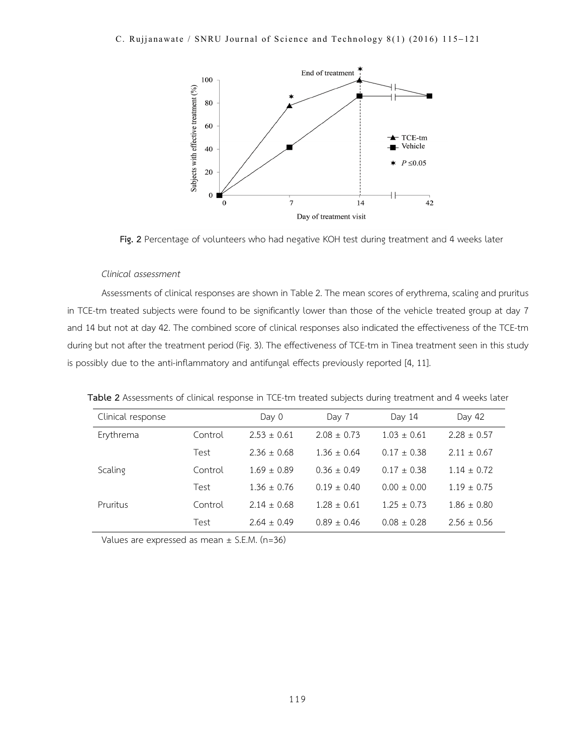**Fig. 2** Percentage of volunteers who had negative KOH test during treatment and 4 weeks later

*Clinical assessment*

Assessments of clinical responses are shown in Table 2. The mean scores of erythrema, scaling and pruritus in TCE-tm treated subjects were found to be significantly lower than those of the vehicle treated group at day 7 and 14 but not at day 42. The combined score of clinical responses also indicated the effectiveness of the TCE-tm during but not after the treatment period (Fig. 3). The effectiveness of TCE-tm in Tinea treatment seen in this study is possibly due to the anti-inflammatory and antifungal effects previously reported [4, 11].

**Table 2** Assessments of clinical response in TCE-tm treated subjects during treatment and 4 weeks later

| Clinical response | | Day 0 | Day 7 | Day 14 | Day 42 |
|---|---|---|---|---|---|
| Erythrema | Control | 2.53 ± 0.61 | 2.08 ± 0.73 | 1.03 ± 0.61 | 2.28 ± 0.57 |
| | Test | 2.36 ± 0.68 | 1.36 ± 0.64 | 0.17 ± 0.38 | 2.11 ± 0.67 |
| Scaling | Control | 1.69 ± 0.89 | 0.36 ± 0.49 | 0.17 ± 0.38 | 1.14 ± 0.72 |
| | Test | 1.36 ± 0.76 | 0.19 ± 0.40 | 0.00 ± 0.00 | 1.19 ± 0.75 |
| Pruritus | Control | 2.14 ± 0.68 | 1.28 ± 0.61 | 1.25 ± 0.73 | 1.86 ± 0.80 |
| | Test | 2.64 ± 0.49 | 0.89 ± 0.46 | 0.08 ± 0.28 | 2.56 ± 0.56 |

Values are expressed as mean ± S.E.M. (n=36)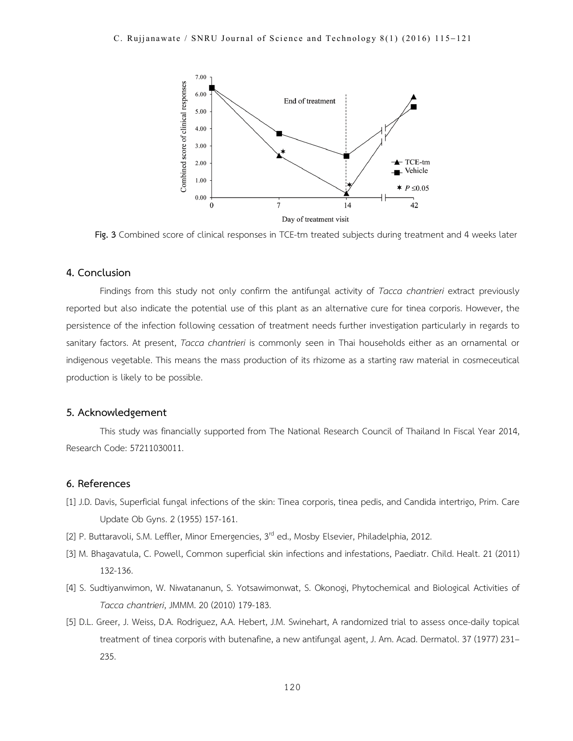Fig. 3 Combined score of clinical responses in TCE-tm treated subjects during treatment and 4 weeks later

## 4. Conclusion

Findings from this study not only confirm the antifungal activity of *Tacca chantrieri* extract previously reported but also indicate the potential use of this plant as an alternative cure for tinea corporis. However, the persistence of the infection following cessation of treatment needs further investigation particularly in regards to sanitary factors. At present, *Tacca chantrieri* is commonly seen in Thai households either as an ornamental or indigenous vegetable. This means the mass production of its rhizome as a starting raw material in cosmeceutical production is likely to be possible.

## 5. Acknowledgement

This study was financially supported from The National Research Council of Thailand In Fiscal Year 2014, Research Code: 57211030011.

## 6. References

[1] J.D. Davis, Superficial fungal infections of the skin: Tinea corporis, tinea pedis, and Candida intertrigo, Prim. Care Update Ob Gyns. 2 (1955) 157-161.

[2] P. Buttaravoli, S.M. Leffler, Minor Emergencies, 3rd ed., Mosby Elsevier, Philadelphia, 2012.

[3] M. Bhagavatula, C. Powell, Common superficial skin infections and infestations, Paediatr. Child. Healt. 21 (2011) 132-136.

[4] S. Sudtiyanwimon, W. Niwatananun, S. Yotsawimonwat, S. Okonogi, Phytochemical and Biological Activities of *Tacca chantrieri*, JMMM. 20 (2010) 179-183.

[5] D.L. Greer, J. Weiss, D.A. Rodriguez, A.A. Hebert, J.M. Swinehart, A randomized trial to assess once-daily topical treatment of tinea corporis with butenafine, a new antifungal agent, J. Am. Acad. Dermatol. 37 (1977) 231–235.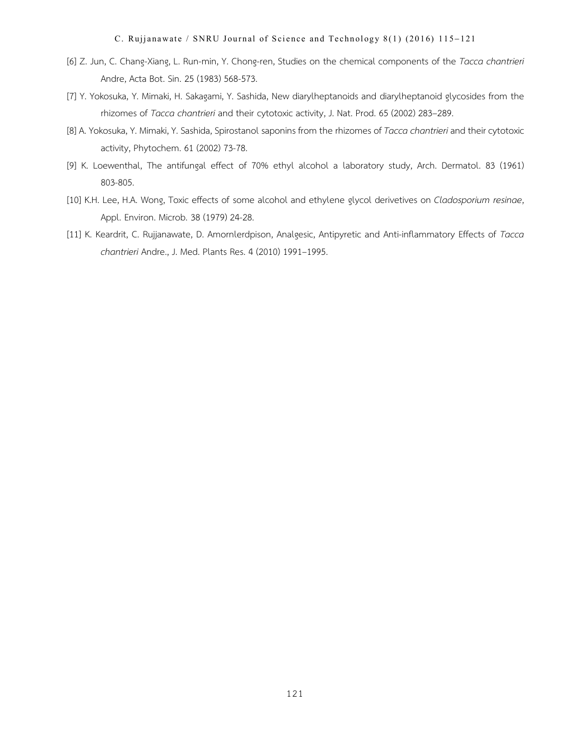[6] Z. Jun, C. Chang-Xiang, L. Run-min, Y. Chong-ren, Studies on the chemical components of the *Tacca chantrieri* Andre, Acta Bot. Sin. 25 (1983) 568-573.

[7] Y. Yokosuka, Y. Mimaki, H. Sakagami, Y. Sashida, New diarylheptanoids and diarylheptanoid glycosides from the rhizomes of *Tacca chantrieri* and their cytotoxic activity, J. Nat. Prod. 65 (2002) 283–289.

[8] A. Yokosuka, Y. Mimaki, Y. Sashida, Spirostanol saponins from the rhizomes of *Tacca chantrieri* and their cytotoxic activity, Phytochem. 61 (2002) 73-78.

[9] K. Loewenthal, The antifungal effect of 70% ethyl alcohol a laboratory study, Arch. Dermatol. 83 (1961) 803-805.

[10] K.H. Lee, H.A. Wong, Toxic effects of some alcohol and ethylene glycol derivetives on *Cladosporium resinae*, Appl. Environ. Microb. 38 (1979) 24-28.

[11] K. Keardrit, C. Rujjanawate, D. Amornlerdpison, Analgesic, Antipyretic and Anti-inflammatory Effects of *Tacca chantrieri* Andre., J. Med. Plants Res. 4 (2010) 1991–1995.